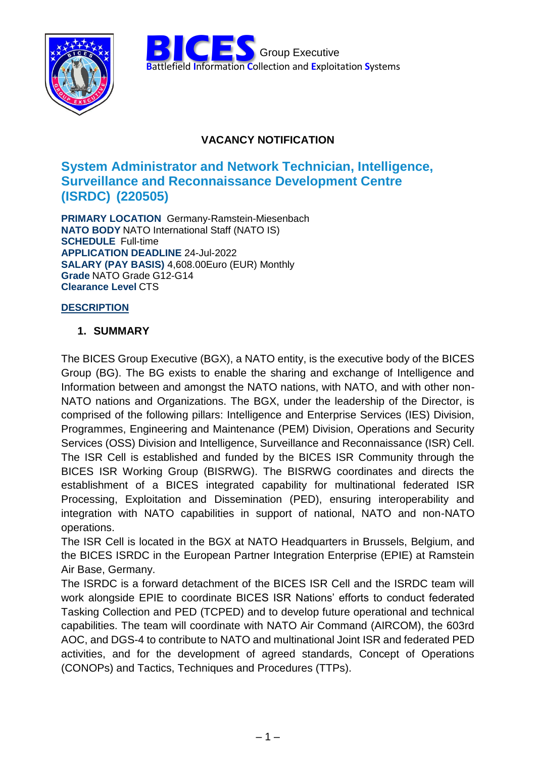**BICES** Group Executive
**B**attlefield **I**nformation **C**ollection and **E**xploitation **S**ystems

**VACANCY NOTIFICATION**

# System Administrator and Network Technician, Intelligence, Surveillance and Reconnaissance Development Centre (ISRDC) (220505)

**PRIMARY LOCATION** Germany-Ramstein-Miesenbach
**NATO BODY** NATO International Staff (NATO IS)
**SCHEDULE** Full-time
**APPLICATION DEADLINE** 24-Jul-2022
**SALARY (PAY BASIS)** 4,608.00Euro (EUR) Monthly
**Grade** NATO Grade G12-G14
**Clearance Level** CTS

## DESCRIPTION

### 1. SUMMARY

The BICES Group Executive (BGX), a NATO entity, is the executive body of the BICES Group (BG). The BG exists to enable the sharing and exchange of Intelligence and Information between and amongst the NATO nations, with NATO, and with other non-NATO nations and Organizations. The BGX, under the leadership of the Director, is comprised of the following pillars: Intelligence and Enterprise Services (IES) Division, Programmes, Engineering and Maintenance (PEM) Division, Operations and Security Services (OSS) Division and Intelligence, Surveillance and Reconnaissance (ISR) Cell. The ISR Cell is established and funded by the BICES ISR Community through the BICES ISR Working Group (BISRWG). The BISRWG coordinates and directs the establishment of a BICES integrated capability for multinational federated ISR Processing, Exploitation and Dissemination (PED), ensuring interoperability and integration with NATO capabilities in support of national, NATO and non-NATO operations.
The ISR Cell is located in the BGX at NATO Headquarters in Brussels, Belgium, and the BICES ISRDC in the European Partner Integration Enterprise (EPIE) at Ramstein Air Base, Germany.
The ISRDC is a forward detachment of the BICES ISR Cell and the ISRDC team will work alongside EPIE to coordinate BICES ISR Nations' efforts to conduct federated Tasking Collection and PED (TCPED) and to develop future operational and technical capabilities. The team will coordinate with NATO Air Command (AIRCOM), the 603rd AOC, and DGS-4 to contribute to NATO and multinational Joint ISR and federated PED activities, and for the development of agreed standards, Concept of Operations (CONOPs) and Tactics, Techniques and Procedures (TTPs).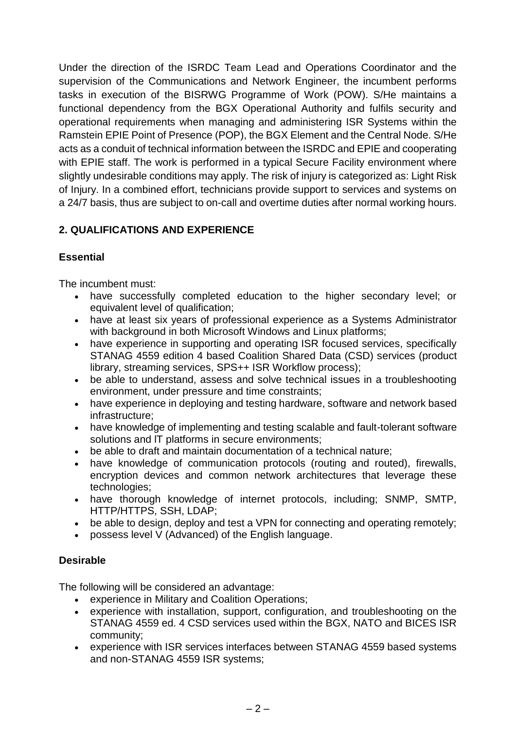Under the direction of the ISRDC Team Lead and Operations Coordinator and the supervision of the Communications and Network Engineer, the incumbent performs tasks in execution of the BISRWG Programme of Work (POW). S/He maintains a functional dependency from the BGX Operational Authority and fulfils security and operational requirements when managing and administering ISR Systems within the Ramstein EPIE Point of Presence (POP), the BGX Element and the Central Node. S/He acts as a conduit of technical information between the ISRDC and EPIE and cooperating with EPIE staff. The work is performed in a typical Secure Facility environment where slightly undesirable conditions may apply. The risk of injury is categorized as: Light Risk of Injury. In a combined effort, technicians provide support to services and systems on a 24/7 basis, thus are subject to on-call and overtime duties after normal working hours.

## 2. QUALIFICATIONS AND EXPERIENCE

### Essential

The incumbent must:

- have successfully completed education to the higher secondary level; or equivalent level of qualification;
- have at least six years of professional experience as a Systems Administrator with background in both Microsoft Windows and Linux platforms;
- have experience in supporting and operating ISR focused services, specifically STANAG 4559 edition 4 based Coalition Shared Data (CSD) services (product library, streaming services, SPS++ ISR Workflow process);
- be able to understand, assess and solve technical issues in a troubleshooting environment, under pressure and time constraints;
- have experience in deploying and testing hardware, software and network based infrastructure;
- have knowledge of implementing and testing scalable and fault-tolerant software solutions and IT platforms in secure environments;
- be able to draft and maintain documentation of a technical nature;
- have knowledge of communication protocols (routing and routed), firewalls, encryption devices and common network architectures that leverage these technologies;
- have thorough knowledge of internet protocols, including; SNMP, SMTP, HTTP/HTTPS, SSH, LDAP;
- be able to design, deploy and test a VPN for connecting and operating remotely;
- possess level V (Advanced) of the English language.

### Desirable

The following will be considered an advantage:

- experience in Military and Coalition Operations;
- experience with installation, support, configuration, and troubleshooting on the STANAG 4559 ed. 4 CSD services used within the BGX, NATO and BICES ISR community;
- experience with ISR services interfaces between STANAG 4559 based systems and non-STANAG 4559 ISR systems;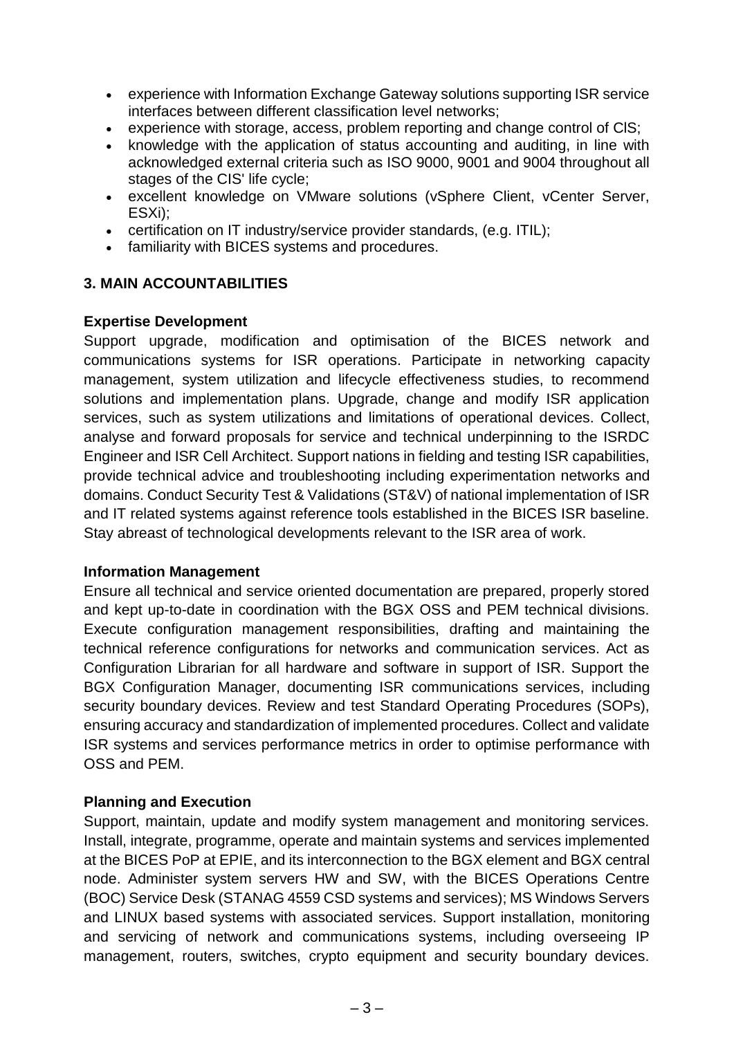- experience with Information Exchange Gateway solutions supporting ISR service interfaces between different classification level networks;
- experience with storage, access, problem reporting and change control of ClS;
- knowledge with the application of status accounting and auditing, in line with acknowledged external criteria such as ISO 9000, 9001 and 9004 throughout all stages of the CIS' life cycle;
- excellent knowledge on VMware solutions (vSphere Client, vCenter Server, ESXi);
- certification on IT industry/service provider standards, (e.g. ITIL);
- familiarity with BICES systems and procedures.

### 3. MAIN ACCOUNTABILITIES

**Expertise Development**

Support upgrade, modification and optimisation of the BICES network and communications systems for ISR operations. Participate in networking capacity management, system utilization and lifecycle effectiveness studies, to recommend solutions and implementation plans. Upgrade, change and modify ISR application services, such as system utilizations and limitations of operational devices. Collect, analyse and forward proposals for service and technical underpinning to the ISRDC Engineer and ISR Cell Architect. Support nations in fielding and testing ISR capabilities, provide technical advice and troubleshooting including experimentation networks and domains. Conduct Security Test & Validations (ST&V) of national implementation of ISR and IT related systems against reference tools established in the BICES ISR baseline. Stay abreast of technological developments relevant to the ISR area of work.

**Information Management**

Ensure all technical and service oriented documentation are prepared, properly stored and kept up-to-date in coordination with the BGX OSS and PEM technical divisions. Execute configuration management responsibilities, drafting and maintaining the technical reference configurations for networks and communication services. Act as Configuration Librarian for all hardware and software in support of ISR. Support the BGX Configuration Manager, documenting ISR communications services, including security boundary devices. Review and test Standard Operating Procedures (SOPs), ensuring accuracy and standardization of implemented procedures. Collect and validate ISR systems and services performance metrics in order to optimise performance with OSS and PEM.

**Planning and Execution**

Support, maintain, update and modify system management and monitoring services. Install, integrate, programme, operate and maintain systems and services implemented at the BICES PoP at EPIE, and its interconnection to the BGX element and BGX central node. Administer system servers HW and SW, with the BICES Operations Centre (BOC) Service Desk (STANAG 4559 CSD systems and services); MS Windows Servers and LINUX based systems with associated services. Support installation, monitoring and servicing of network and communications systems, including overseeing IP management, routers, switches, crypto equipment and security boundary devices.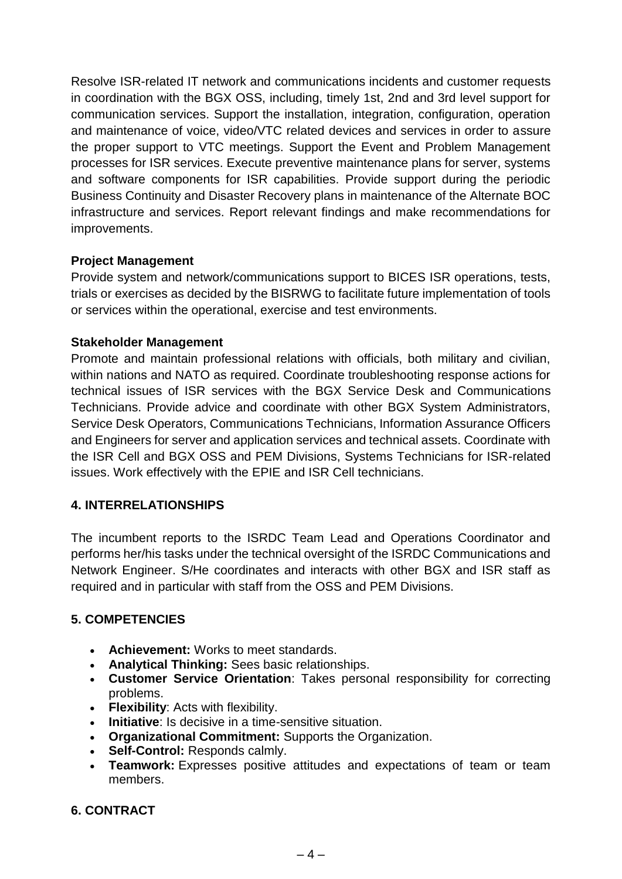Resolve ISR-related IT network and communications incidents and customer requests in coordination with the BGX OSS, including, timely 1st, 2nd and 3rd level support for communication services. Support the installation, integration, configuration, operation and maintenance of voice, video/VTC related devices and services in order to assure the proper support to VTC meetings. Support the Event and Problem Management processes for ISR services. Execute preventive maintenance plans for server, systems and software components for ISR capabilities. Provide support during the periodic Business Continuity and Disaster Recovery plans in maintenance of the Alternate BOC infrastructure and services. Report relevant findings and make recommendations for improvements.

**Project Management**
Provide system and network/communications support to BICES ISR operations, tests, trials or exercises as decided by the BISRWG to facilitate future implementation of tools or services within the operational, exercise and test environments.

**Stakeholder Management**
Promote and maintain professional relations with officials, both military and civilian, within nations and NATO as required. Coordinate troubleshooting response actions for technical issues of ISR services with the BGX Service Desk and Communications Technicians. Provide advice and coordinate with other BGX System Administrators, Service Desk Operators, Communications Technicians, Information Assurance Officers and Engineers for server and application services and technical assets. Coordinate with the ISR Cell and BGX OSS and PEM Divisions, Systems Technicians for ISR-related issues. Work effectively with the EPIE and ISR Cell technicians.

## 4. INTERRELATIONSHIPS

The incumbent reports to the ISRDC Team Lead and Operations Coordinator and performs her/his tasks under the technical oversight of the ISRDC Communications and Network Engineer. S/He coordinates and interacts with other BGX and ISR staff as required and in particular with staff from the OSS and PEM Divisions.

## 5. COMPETENCIES

- **Achievement:** Works to meet standards.
- **Analytical Thinking:** Sees basic relationships.
- **Customer Service Orientation**: Takes personal responsibility for correcting problems.
- **Flexibility**: Acts with flexibility.
- **Initiative**: Is decisive in a time-sensitive situation.
- **Organizational Commitment:** Supports the Organization.
- **Self-Control:** Responds calmly.
- **Teamwork:** Expresses positive attitudes and expectations of team or team members.

## 6. CONTRACT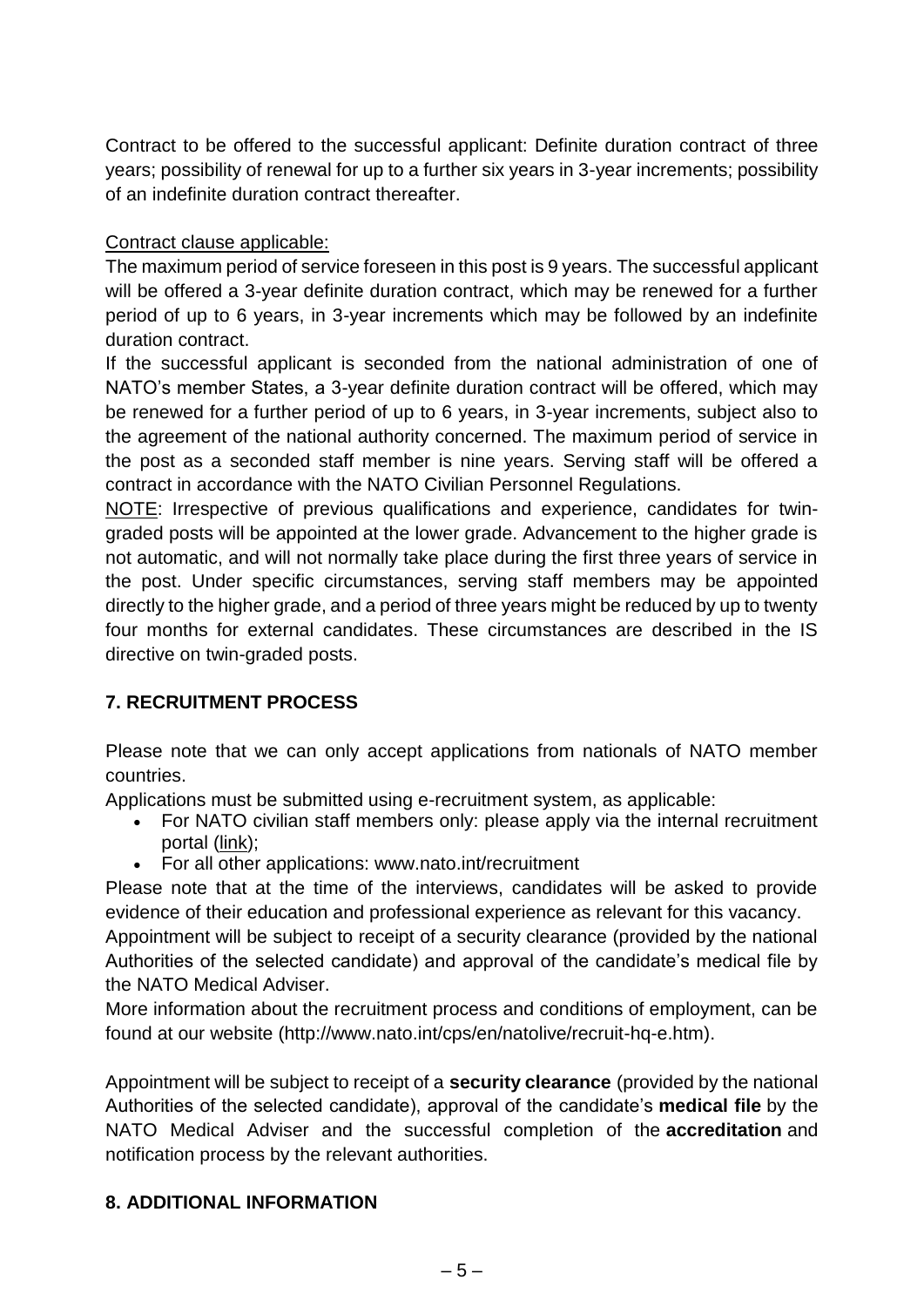Contract to be offered to the successful applicant: Definite duration contract of three years; possibility of renewal for up to a further six years in 3-year increments; possibility of an indefinite duration contract thereafter.

Contract clause applicable:

The maximum period of service foreseen in this post is 9 years. The successful applicant will be offered a 3-year definite duration contract, which may be renewed for a further period of up to 6 years, in 3-year increments which may be followed by an indefinite duration contract.

If the successful applicant is seconded from the national administration of one of NATO's member States, a 3-year definite duration contract will be offered, which may be renewed for a further period of up to 6 years, in 3-year increments, subject also to the agreement of the national authority concerned. The maximum period of service in the post as a seconded staff member is nine years. Serving staff will be offered a contract in accordance with the NATO Civilian Personnel Regulations.

NOTE: Irrespective of previous qualifications and experience, candidates for twin-graded posts will be appointed at the lower grade. Advancement to the higher grade is not automatic, and will not normally take place during the first three years of service in the post. Under specific circumstances, serving staff members may be appointed directly to the higher grade, and a period of three years might be reduced by up to twenty four months for external candidates. These circumstances are described in the IS directive on twin-graded posts.

## 7. RECRUITMENT PROCESS

Please note that we can only accept applications from nationals of NATO member countries.

Applications must be submitted using e-recruitment system, as applicable:

- For NATO civilian staff members only: please apply via the internal recruitment portal (link);
- For all other applications: www.nato.int/recruitment

Please note that at the time of the interviews, candidates will be asked to provide evidence of their education and professional experience as relevant for this vacancy.

Appointment will be subject to receipt of a security clearance (provided by the national Authorities of the selected candidate) and approval of the candidate's medical file by the NATO Medical Adviser.

More information about the recruitment process and conditions of employment, can be found at our website (http://www.nato.int/cps/en/natolive/recruit-hq-e.htm).

Appointment will be subject to receipt of a **security clearance** (provided by the national Authorities of the selected candidate), approval of the candidate's **medical file** by the NATO Medical Adviser and the successful completion of the **accreditation** and notification process by the relevant authorities.

## 8. ADDITIONAL INFORMATION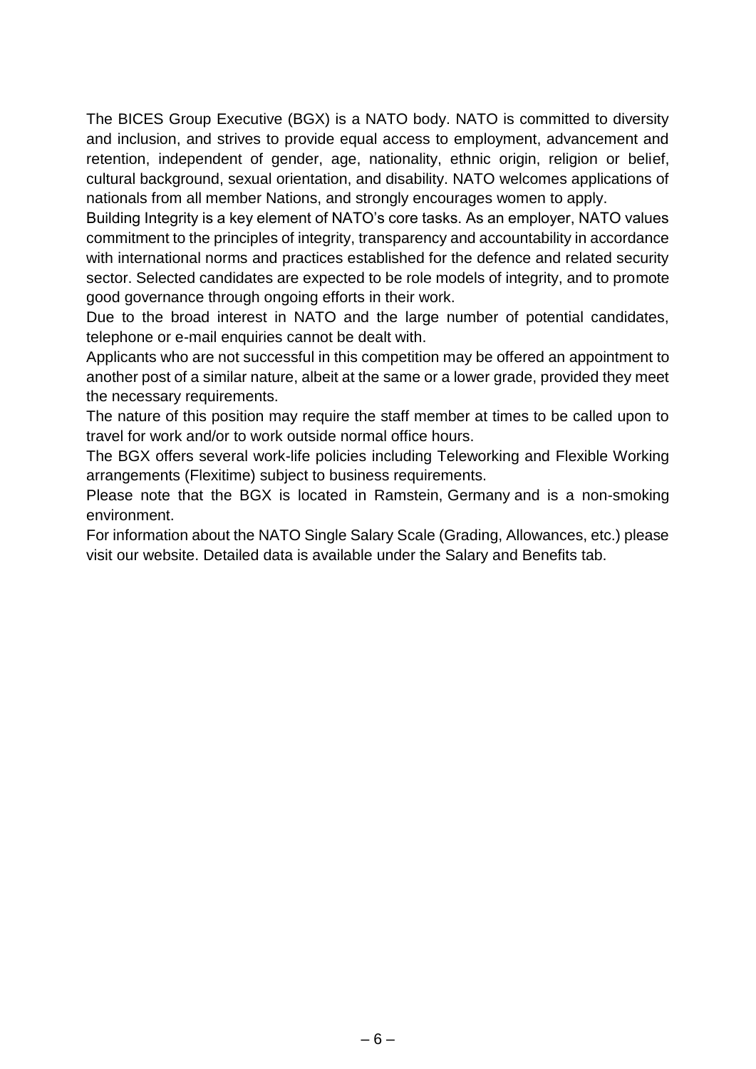The BICES Group Executive (BGX) is a NATO body. NATO is committed to diversity and inclusion, and strives to provide equal access to employment, advancement and retention, independent of gender, age, nationality, ethnic origin, religion or belief, cultural background, sexual orientation, and disability. NATO welcomes applications of nationals from all member Nations, and strongly encourages women to apply.

Building Integrity is a key element of NATO's core tasks. As an employer, NATO values commitment to the principles of integrity, transparency and accountability in accordance with international norms and practices established for the defence and related security sector. Selected candidates are expected to be role models of integrity, and to promote good governance through ongoing efforts in their work.

Due to the broad interest in NATO and the large number of potential candidates, telephone or e-mail enquiries cannot be dealt with.

Applicants who are not successful in this competition may be offered an appointment to another post of a similar nature, albeit at the same or a lower grade, provided they meet the necessary requirements.

The nature of this position may require the staff member at times to be called upon to travel for work and/or to work outside normal office hours.

The BGX offers several work-life policies including Teleworking and Flexible Working arrangements (Flexitime) subject to business requirements.

Please note that the BGX is located in Ramstein, Germany and is a non-smoking environment.

For information about the NATO Single Salary Scale (Grading, Allowances, etc.) please visit our website. Detailed data is available under the Salary and Benefits tab.